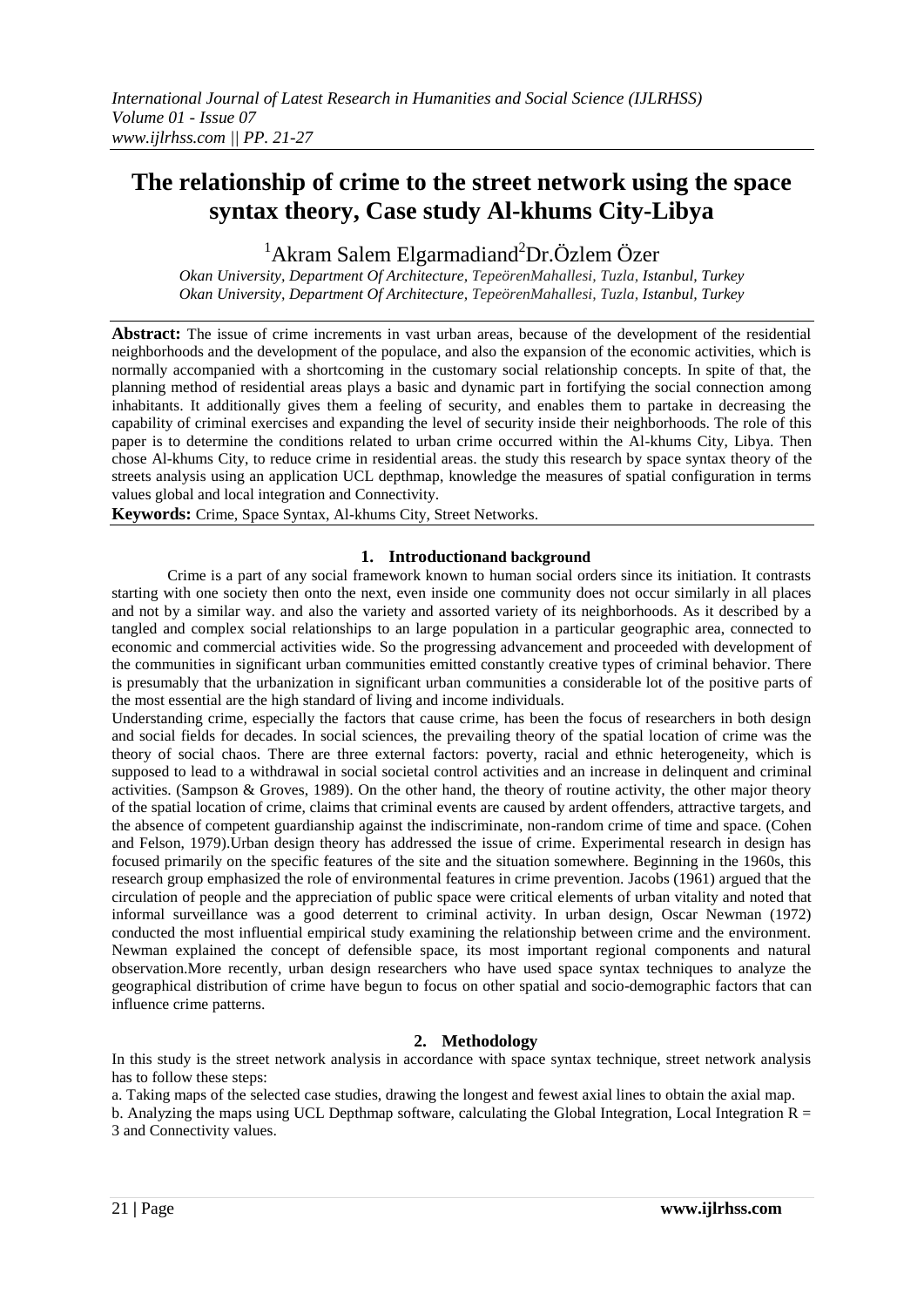# The relationship of crime to the street network using the space syntax theory, Case study Al-khums City-Libya

[1]Akram Salem Elgarmadiand[2]Dr.Özlem Özer

*Okan University, Department Of Architecture, TepeörenMahallesi, Tuzla, Istanbul, Turkey*
*Okan University, Department Of Architecture, TepeörenMahallesi, Tuzla, Istanbul, Turkey*

**Abstract:** The issue of crime increments in vast urban areas, because of the development of the residential neighborhoods and the development of the populace, and also the expansion of the economic activities, which is normally accompanied with a shortcoming in the customary social relationship concepts. In spite of that, the planning method of residential areas plays a basic and dynamic part in fortifying the social connection among inhabitants. It additionally gives them a feeling of security, and enables them to partake in decreasing the capability of criminal exercises and expanding the level of security inside their neighborhoods. The role of this paper is to determine the conditions related to urban crime occurred within the Al-khums City, Libya. Then chose Al-khums City, to reduce crime in residential areas. the study this research by space syntax theory of the streets analysis using an application UCL depthmap, knowledge the measures of spatial configuration in terms values global and local integration and Connectivity.

**Keywords:** Crime, Space Syntax, Al-khums City, Street Networks.

## 1. Introductionand background

Crime is a part of any social framework known to human social orders since its initiation. It contrasts starting with one society then onto the next, even inside one community does not occur similarly in all places and not by a similar way. and also the variety and assorted variety of its neighborhoods. As it described by a tangled and complex social relationships to an large population in a particular geographic area, connected to economic and commercial activities wide. So the progressing advancement and proceeded with development of the communities in significant urban communities emitted constantly creative types of criminal behavior. There is presumably that the urbanization in significant urban communities a considerable lot of the positive parts of the most essential are the high standard of living and income individuals.

Understanding crime, especially the factors that cause crime, has been the focus of researchers in both design and social fields for decades. In social sciences, the prevailing theory of the spatial location of crime was the theory of social chaos. There are three external factors: poverty, racial and ethnic heterogeneity, which is supposed to lead to a withdrawal in social societal control activities and an increase in delinquent and criminal activities. (Sampson & Groves, 1989). On the other hand, the theory of routine activity, the other major theory of the spatial location of crime, claims that criminal events are caused by ardent offenders, attractive targets, and the absence of competent guardianship against the indiscriminate, non-random crime of time and space. (Cohen and Felson, 1979).Urban design theory has addressed the issue of crime. Experimental research in design has focused primarily on the specific features of the site and the situation somewhere. Beginning in the 1960s, this research group emphasized the role of environmental features in crime prevention. Jacobs (1961) argued that the circulation of people and the appreciation of public space were critical elements of urban vitality and noted that informal surveillance was a good deterrent to criminal activity. In urban design, Oscar Newman (1972) conducted the most influential empirical study examining the relationship between crime and the environment. Newman explained the concept of defensible space, its most important regional components and natural observation.More recently, urban design researchers who have used space syntax techniques to analyze the geographical distribution of crime have begun to focus on other spatial and socio-demographic factors that can influence crime patterns.

## 2. Methodology

In this study is the street network analysis in accordance with space syntax technique, street network analysis has to follow these steps:

a. Taking maps of the selected case studies, drawing the longest and fewest axial lines to obtain the axial map.

b. Analyzing the maps using UCL Depthmap software, calculating the Global Integration, Local Integration R = 3 and Connectivity values.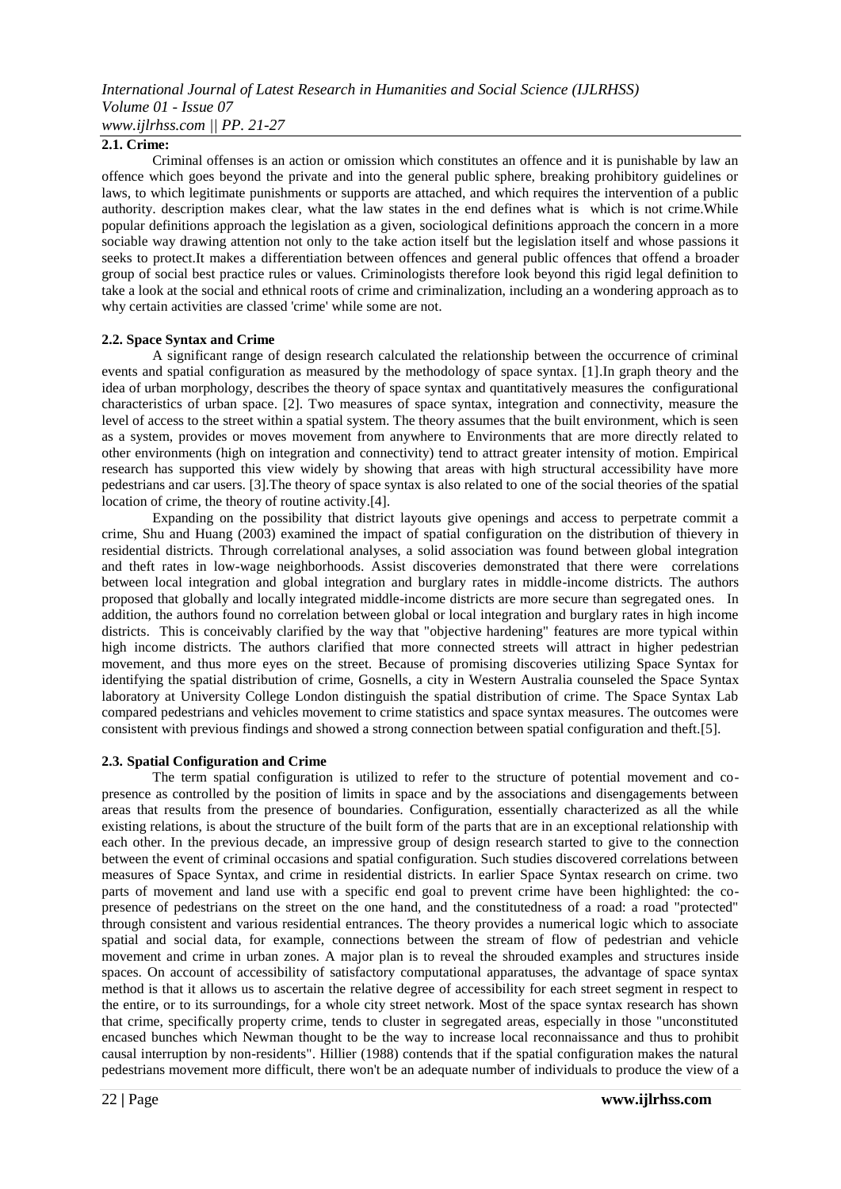### 2.1. Crime:

Criminal offenses is an action or omission which constitutes an offence and it is punishable by law an offence which goes beyond the private and into the general public sphere, breaking prohibitory guidelines or laws, to which legitimate punishments or supports are attached, and which requires the intervention of a public authority. description makes clear, what the law states in the end defines what is which is not crime.While popular definitions approach the legislation as a given, sociological definitions approach the concern in a more sociable way drawing attention not only to the take action itself but the legislation itself and whose passions it seeks to protect.It makes a differentiation between offences and general public offences that offend a broader group of social best practice rules or values. Criminologists therefore look beyond this rigid legal definition to take a look at the social and ethnical roots of crime and criminalization, including an a wondering approach as to why certain activities are classed 'crime' while some are not.

### 2.2. Space Syntax and Crime

A significant range of design research calculated the relationship between the occurrence of criminal events and spatial configuration as measured by the methodology of space syntax. [1].In graph theory and the idea of urban morphology, describes the theory of space syntax and quantitatively measures the configurational characteristics of urban space. [2]. Two measures of space syntax, integration and connectivity, measure the level of access to the street within a spatial system. The theory assumes that the built environment, which is seen as a system, provides or moves movement from anywhere to Environments that are more directly related to other environments (high on integration and connectivity) tend to attract greater intensity of motion. Empirical research has supported this view widely by showing that areas with high structural accessibility have more pedestrians and car users. [3].The theory of space syntax is also related to one of the social theories of the spatial location of crime, the theory of routine activity.[4].

Expanding on the possibility that district layouts give openings and access to perpetrate commit a crime, Shu and Huang (2003) examined the impact of spatial configuration on the distribution of thievery in residential districts. Through correlational analyses, a solid association was found between global integration and theft rates in low-wage neighborhoods. Assist discoveries demonstrated that there were correlations between local integration and global integration and burglary rates in middle-income districts. The authors proposed that globally and locally integrated middle-income districts are more secure than segregated ones. In addition, the authors found no correlation between global or local integration and burglary rates in high income districts. This is conceivably clarified by the way that "objective hardening" features are more typical within high income districts. The authors clarified that more connected streets will attract in higher pedestrian movement, and thus more eyes on the street. Because of promising discoveries utilizing Space Syntax for identifying the spatial distribution of crime, Gosnells, a city in Western Australia counseled the Space Syntax laboratory at University College London distinguish the spatial distribution of crime. The Space Syntax Lab compared pedestrians and vehicles movement to crime statistics and space syntax measures. The outcomes were consistent with previous findings and showed a strong connection between spatial configuration and theft.[5].

### 2.3. Spatial Configuration and Crime

The term spatial configuration is utilized to refer to the structure of potential movement and co-presence as controlled by the position of limits in space and by the associations and disengagements between areas that results from the presence of boundaries. Configuration, essentially characterized as all the while existing relations, is about the structure of the built form of the parts that are in an exceptional relationship with each other. In the previous decade, an impressive group of design research started to give to the connection between the event of criminal occasions and spatial configuration. Such studies discovered correlations between measures of Space Syntax, and crime in residential districts. In earlier Space Syntax research on crime. two parts of movement and land use with a specific end goal to prevent crime have been highlighted: the co-presence of pedestrians on the street on the one hand, and the constitutedness of a road: a road "protected" through consistent and various residential entrances. The theory provides a numerical logic which to associate spatial and social data, for example, connections between the stream of flow of pedestrian and vehicle movement and crime in urban zones. A major plan is to reveal the shrouded examples and structures inside spaces. On account of accessibility of satisfactory computational apparatuses, the advantage of space syntax method is that it allows us to ascertain the relative degree of accessibility for each street segment in respect to the entire, or to its surroundings, for a whole city street network. Most of the space syntax research has shown that crime, specifically property crime, tends to cluster in segregated areas, especially in those "unconstituted encased bunches which Newman thought to be the way to increase local reconnaissance and thus to prohibit causal interruption by non-residents". Hillier (1988) contends that if the spatial configuration makes the natural pedestrians movement more difficult, there won't be an adequate number of individuals to produce the view of a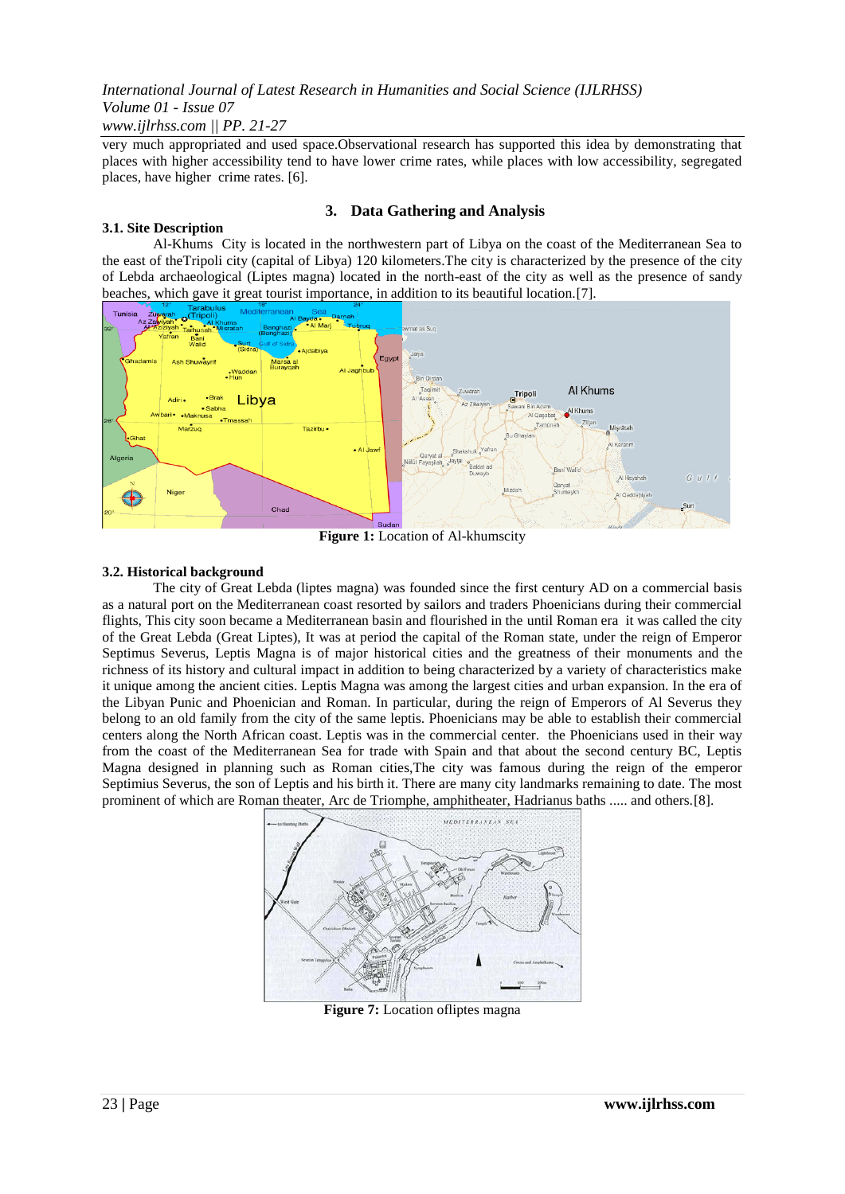very much appropriated and used space.Observational research has supported this idea by demonstrating that places with higher accessibility tend to have lower crime rates, while places with low accessibility, segregated places, have higher crime rates. [6].

## 3. Data Gathering and Analysis

### 3.1. Site Description

Al-Khums City is located in the northwestern part of Libya on the coast of the Mediterranean Sea to the east of theTripoli city (capital of Libya) 120 kilometers.The city is characterized by the presence of the city of Lebda archaeological (Liptes magna) located in the north-east of the city as well as the presence of sandy beaches, which gave it great tourist importance, in addition to its beautiful location.[7].

**Figure 1:** Location of Al-khumscity

### 3.2. Historical background

The city of Great Lebda (liptes magna) was founded since the first century AD on a commercial basis as a natural port on the Mediterranean coast resorted by sailors and traders Phoenicians during their commercial flights, This city soon became a Mediterranean basin and flourished in the until Roman era it was called the city of the Great Lebda (Great Liptes), It was at period the capital of the Roman state, under the reign of Emperor Septimus Severus, Leptis Magna is of major historical cities and the greatness of their monuments and the richness of its history and cultural impact in addition to being characterized by a variety of characteristics make it unique among the ancient cities. Leptis Magna was among the largest cities and urban expansion. In the era of the Libyan Punic and Phoenician and Roman. In particular, during the reign of Emperors of Al Severus they belong to an old family from the city of the same leptis. Phoenicians may be able to establish their commercial centers along the North African coast. Leptis was in the commercial center. the Phoenicians used in their way from the coast of the Mediterranean Sea for trade with Spain and that about the second century BC, Leptis Magna designed in planning such as Roman cities,The city was famous during the reign of the emperor Septimius Severus, the son of Leptis and his birth it. There are many city landmarks remaining to date. The most prominent of which are Roman theater, Arc de Triomphe, amphitheater, Hadrianus baths ..... and others.[8].

**Figure 7:** Location ofliptes magna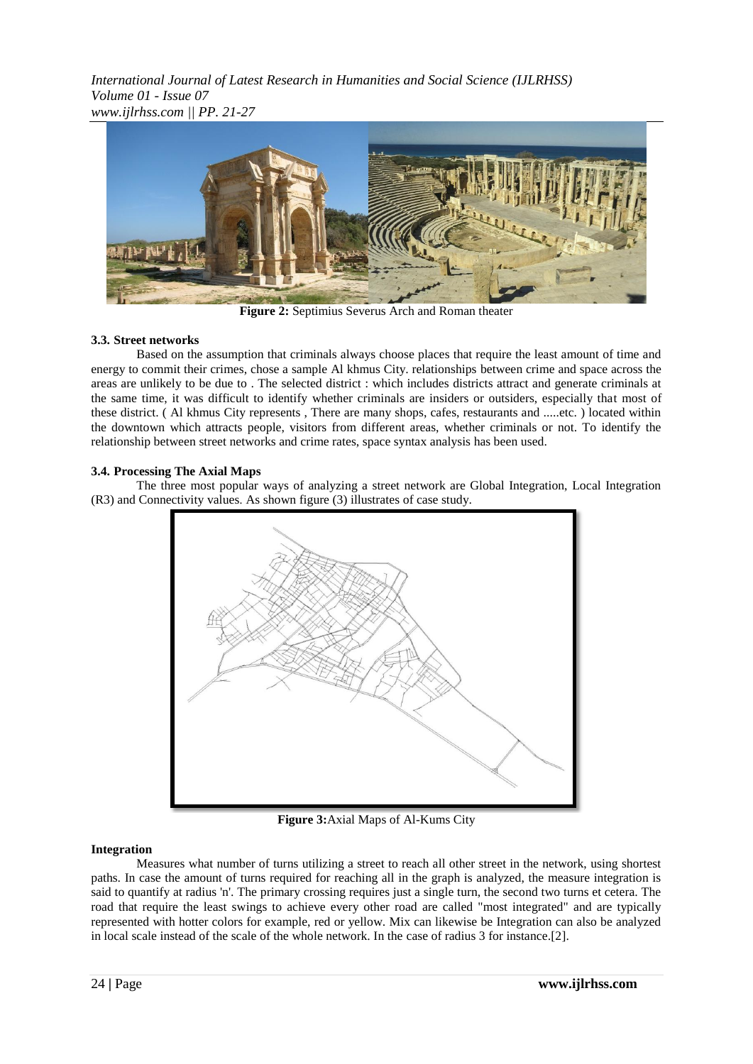**Figure 2:** Septimius Severus Arch and Roman theater

### 3.3. Street networks

Based on the assumption that criminals always choose places that require the least amount of time and energy to commit their crimes, chose a sample Al khmus City. relationships between crime and space across the areas are unlikely to be due to . The selected district : which includes districts attract and generate criminals at the same time, it was difficult to identify whether criminals are insiders or outsiders, especially that most of these district. ( Al khmus City represents , There are many shops, cafes, restaurants and .....etc. ) located within the downtown which attracts people, visitors from different areas, whether criminals or not. To identify the relationship between street networks and crime rates, space syntax analysis has been used.

### 3.4. Processing The Axial Maps

The three most popular ways of analyzing a street network are Global Integration, Local Integration (R3) and Connectivity values. As shown figure (3) illustrates of case study.

**Figure 3:**Axial Maps of Al-Kums City

#### Integration

Measures what number of turns utilizing a street to reach all other street in the network, using shortest paths. In case the amount of turns required for reaching all in the graph is analyzed, the measure integration is said to quantify at radius 'n'. The primary crossing requires just a single turn, the second two turns et cetera. The road that require the least swings to achieve every other road are called "most integrated" and are typically represented with hotter colors for example, red or yellow. Mix can likewise be Integration can also be analyzed in local scale instead of the scale of the whole network. In the case of radius 3 for instance.[2].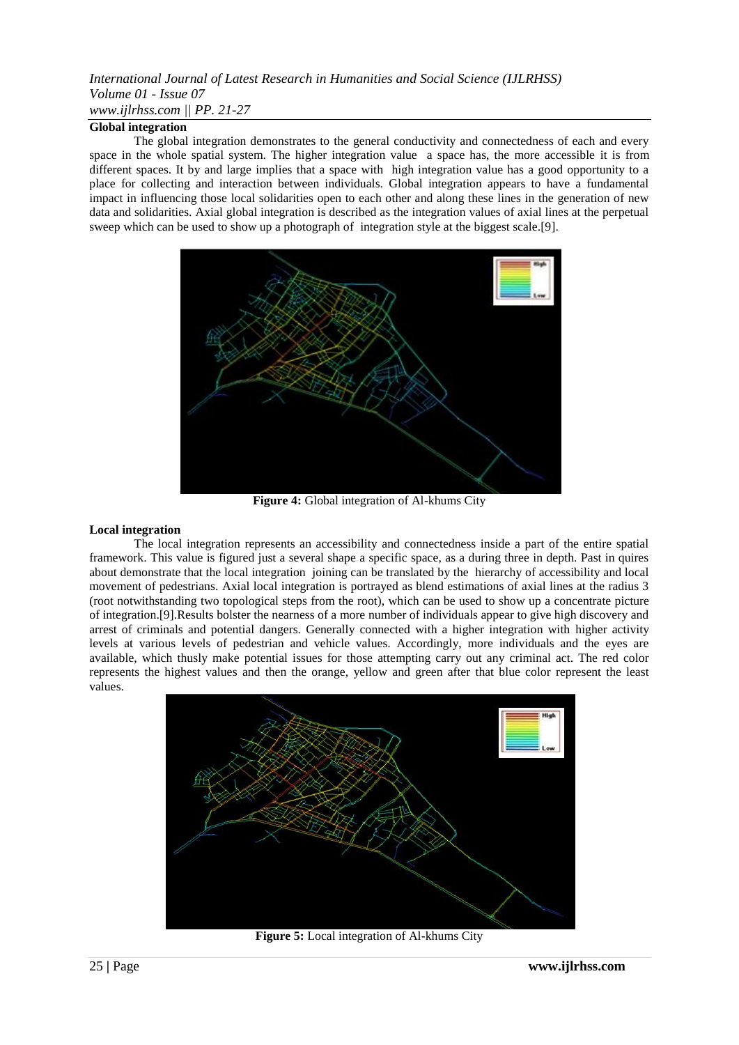**Global integration**

The global integration demonstrates to the general conductivity and connectedness of each and every space in the whole spatial system. The higher integration value a space has, the more accessible it is from different spaces. It by and large implies that a space with high integration value has a good opportunity to a place for collecting and interaction between individuals. Global integration appears to have a fundamental impact in influencing those local solidarities open to each other and along these lines in the generation of new data and solidarities. Axial global integration is described as the integration values of axial lines at the perpetual sweep which can be used to show up a photograph of integration style at the biggest scale.[9].

**Figure 4:** Global integration of Al-khums City

**Local integration**

The local integration represents an accessibility and connectedness inside a part of the entire spatial framework. This value is figured just a several shape a specific space, as a during three in depth. Past in quires about demonstrate that the local integration joining can be translated by the hierarchy of accessibility and local movement of pedestrians. Axial local integration is portrayed as blend estimations of axial lines at the radius 3 (root notwithstanding two topological steps from the root), which can be used to show up a concentrate picture of integration.[9].Results bolster the nearness of a more number of individuals appear to give high discovery and arrest of criminals and potential dangers. Generally connected with a higher integration with higher activity levels at various levels of pedestrian and vehicle values. Accordingly, more individuals and the eyes are available, which thusly make potential issues for those attempting carry out any criminal act. The red color represents the highest values and then the orange, yellow and green after that blue color represent the least values.

**Figure 5:** Local integration of Al-khums City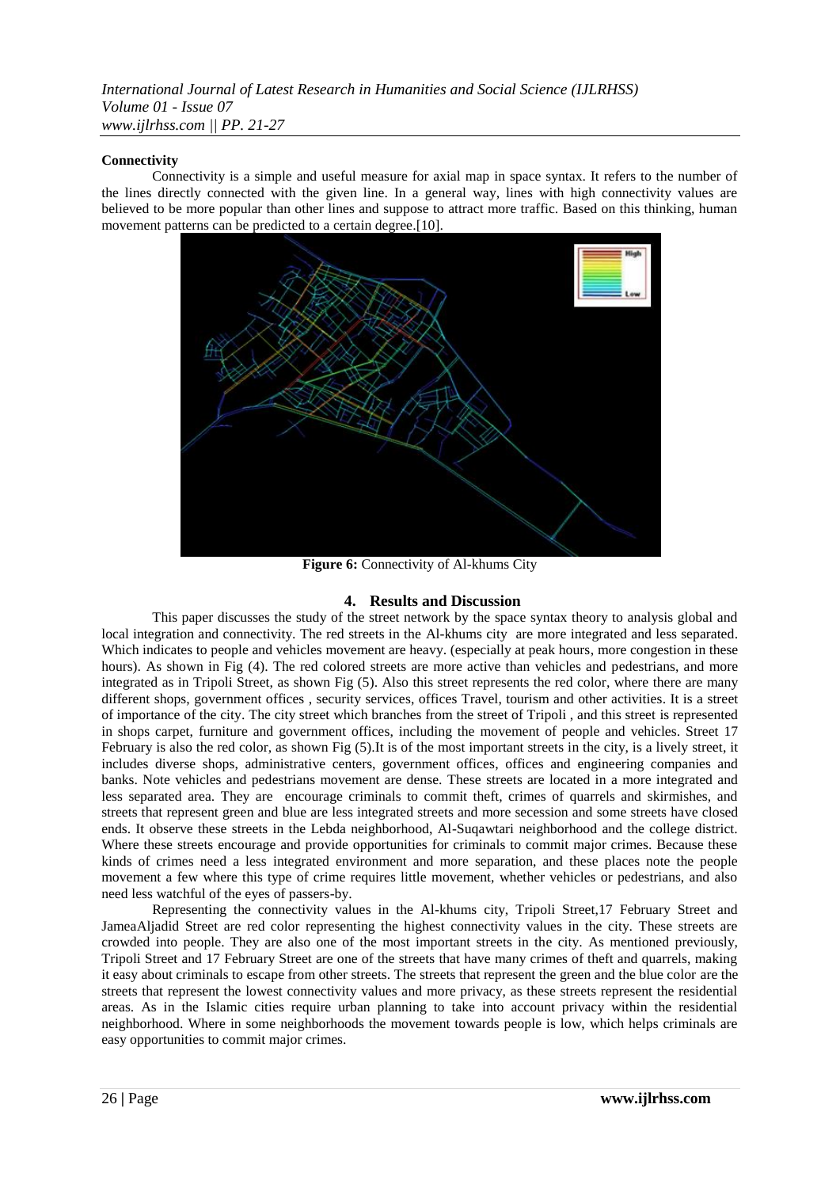**Connectivity**

Connectivity is a simple and useful measure for axial map in space syntax. It refers to the number of the lines directly connected with the given line. In a general way, lines with high connectivity values are believed to be more popular than other lines and suppose to attract more traffic. Based on this thinking, human movement patterns can be predicted to a certain degree.[10].

**Figure 6:** Connectivity of Al-khums City

## 4. Results and Discussion

This paper discusses the study of the street network by the space syntax theory to analysis global and local integration and connectivity. The red streets in the Al-khums city are more integrated and less separated. Which indicates to people and vehicles movement are heavy. (especially at peak hours, more congestion in these hours). As shown in Fig (4). The red colored streets are more active than vehicles and pedestrians, and more integrated as in Tripoli Street, as shown Fig (5). Also this street represents the red color, where there are many different shops, government offices , security services, offices Travel, tourism and other activities. It is a street of importance of the city. The city street which branches from the street of Tripoli , and this street is represented in shops carpet, furniture and government offices, including the movement of people and vehicles. Street 17 February is also the red color, as shown Fig (5).It is of the most important streets in the city, is a lively street, it includes diverse shops, administrative centers, government offices, offices and engineering companies and banks. Note vehicles and pedestrians movement are dense. These streets are located in a more integrated and less separated area. They are encourage criminals to commit theft, crimes of quarrels and skirmishes, and streets that represent green and blue are less integrated streets and more secession and some streets have closed ends. It observe these streets in the Lebda neighborhood, Al-Suqawtari neighborhood and the college district. Where these streets encourage and provide opportunities for criminals to commit major crimes. Because these kinds of crimes need a less integrated environment and more separation, and these places note the people movement a few where this type of crime requires little movement, whether vehicles or pedestrians, and also need less watchful of the eyes of passers-by.

Representing the connectivity values in the Al-khums city, Tripoli Street,17 February Street and JameaAljadid Street are red color representing the highest connectivity values in the city. These streets are crowded into people. They are also one of the most important streets in the city. As mentioned previously, Tripoli Street and 17 February Street are one of the streets that have many crimes of theft and quarrels, making it easy about criminals to escape from other streets. The streets that represent the green and the blue color are the streets that represent the lowest connectivity values and more privacy, as these streets represent the residential areas. As in the Islamic cities require urban planning to take into account privacy within the residential neighborhood. Where in some neighborhoods the movement towards people is low, which helps criminals are easy opportunities to commit major crimes.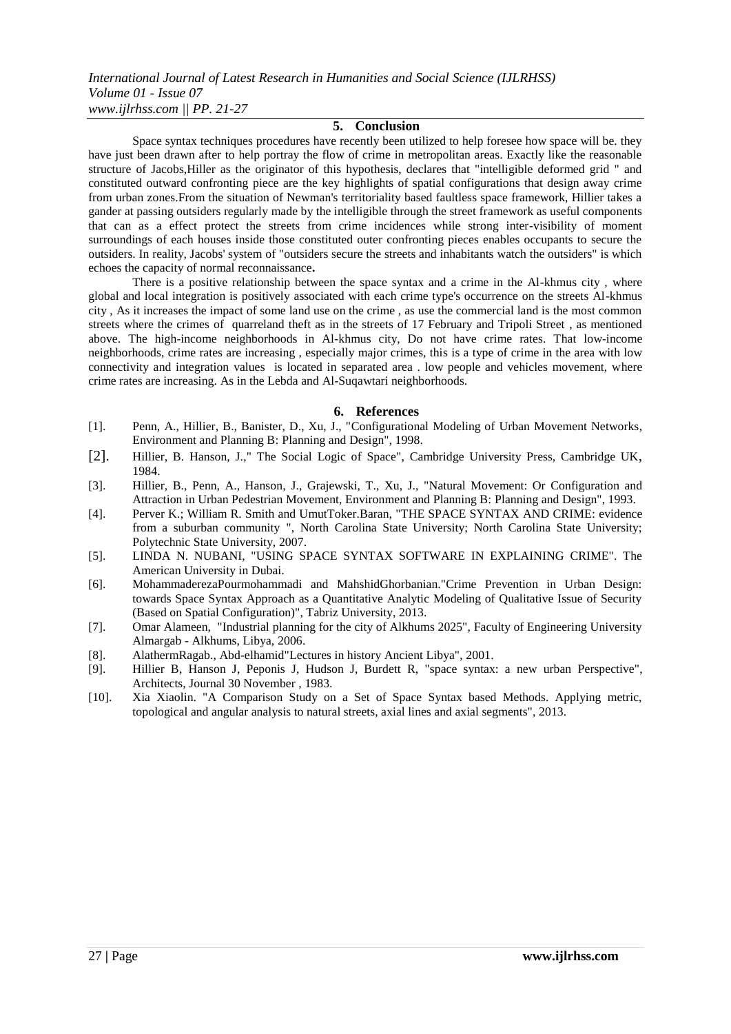## 5. Conclusion

Space syntax techniques procedures have recently been utilized to help foresee how space will be. they have just been drawn after to help portray the flow of crime in metropolitan areas. Exactly like the reasonable structure of Jacobs,Hiller as the originator of this hypothesis, declares that "intelligible deformed grid " and constituted outward confronting piece are the key highlights of spatial configurations that design away crime from urban zones.From the situation of Newman's territoriality based faultless space framework, Hillier takes a gander at passing outsiders regularly made by the intelligible through the street framework as useful components that can as a effect protect the streets from crime incidences while strong inter-visibility of moment surroundings of each houses inside those constituted outer confronting pieces enables occupants to secure the outsiders. In reality, Jacobs' system of "outsiders secure the streets and inhabitants watch the outsiders" is which echoes the capacity of normal reconnaissance**.**

There is a positive relationship between the space syntax and a crime in the Al-khmus city , where global and local integration is positively associated with each crime type's occurrence on the streets Al-khmus city , As it increases the impact of some land use on the crime , as use the commercial land is the most common streets where the crimes of quarreland theft as in the streets of 17 February and Tripoli Street , as mentioned above. The high-income neighborhoods in Al-khmus city, Do not have crime rates. That low-income neighborhoods, crime rates are increasing , especially major crimes, this is a type of crime in the area with low connectivity and integration values is located in separated area . low people and vehicles movement, where crime rates are increasing. As in the Lebda and Al-Suqawtari neighborhoods.

## 6. References

[1]. Penn, A., Hillier, B., Banister, D., Xu, J., "Configurational Modeling of Urban Movement Networks, Environment and Planning B: Planning and Design", 1998.

[2]. Hillier, B. Hanson, J.," The Social Logic of Space", Cambridge University Press, Cambridge UK, 1984.

[3]. Hillier, B., Penn, A., Hanson, J., Grajewski, T., Xu, J., "Natural Movement: Or Configuration and Attraction in Urban Pedestrian Movement, Environment and Planning B: Planning and Design", 1993.

[4]. Perver K.; William R. Smith and UmutToker.Baran, "THE SPACE SYNTAX AND CRIME: evidence from a suburban community ", North Carolina State University; North Carolina State University; Polytechnic State University, 2007.

[5]. LINDA N. NUBANI, "USING SPACE SYNTAX SOFTWARE IN EXPLAINING CRIME". The American University in Dubai.

[6]. MohammaderezaPourmohammadi and MahshidGhorbanian."Crime Prevention in Urban Design: towards Space Syntax Approach as a Quantitative Analytic Modeling of Qualitative Issue of Security (Based on Spatial Configuration)", Tabriz University, 2013.

[7]. Omar Alameen, "Industrial planning for the city of Alkhums 2025", Faculty of Engineering University Almargab - Alkhums, Libya, 2006.

[8]. AlathermRagab., Abd-elhamid"Lectures in history Ancient Libya", 2001.

[9]. Hillier B, Hanson J, Peponis J, Hudson J, Burdett R, "space syntax: a new urban Perspective", Architects, Journal 30 November , 1983.

[10]. Xia Xiaolin. "A Comparison Study on a Set of Space Syntax based Methods. Applying metric, topological and angular analysis to natural streets, axial lines and axial segments", 2013.